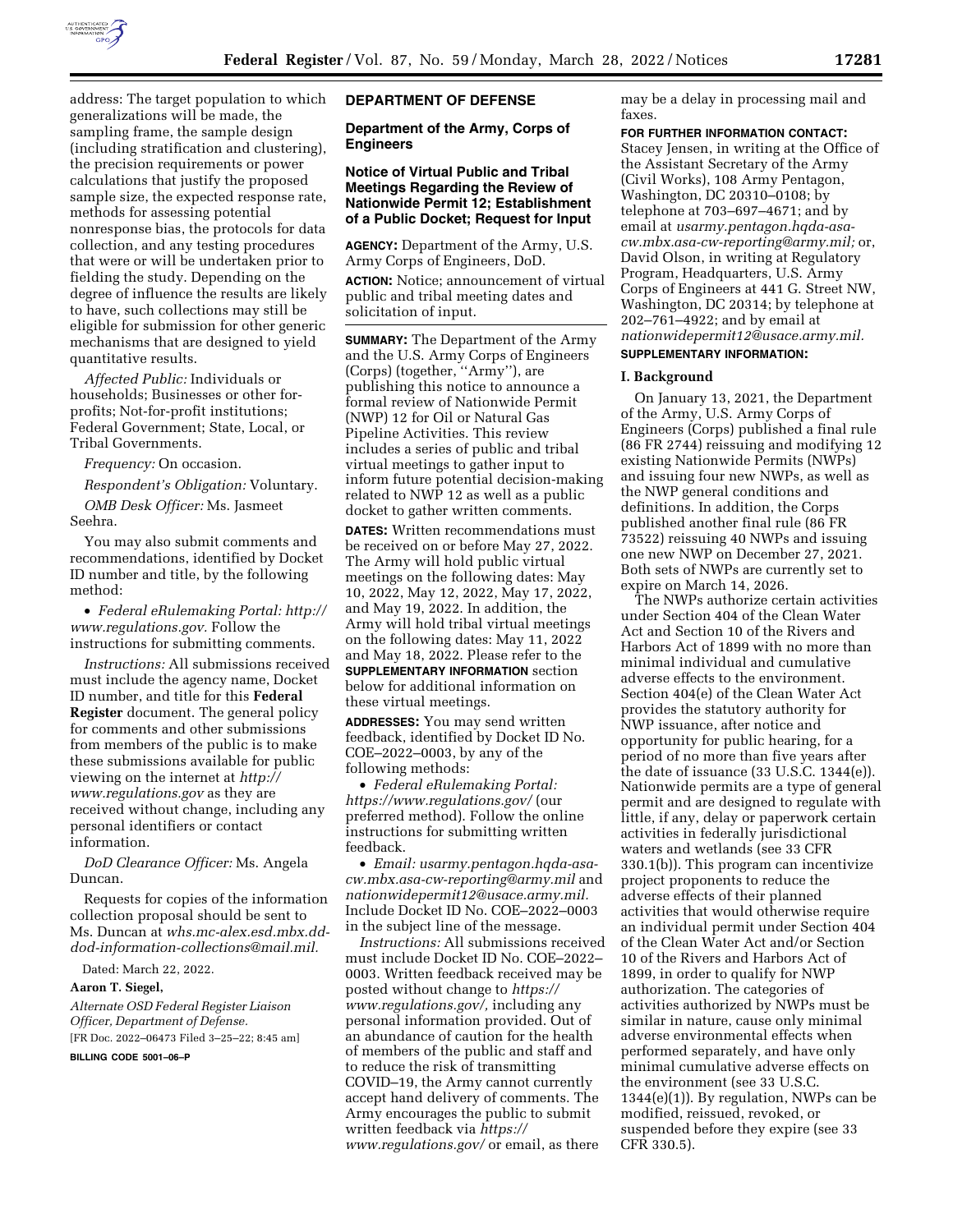address: The target population to which generalizations will be made, the sampling frame, the sample design (including stratification and clustering), the precision requirements or power calculations that justify the proposed sample size, the expected response rate, methods for assessing potential nonresponse bias, the protocols for data collection, and any testing procedures that were or will be undertaken prior to fielding the study. Depending on the degree of influence the results are likely to have, such collections may still be eligible for submission for other generic mechanisms that are designed to yield quantitative results.

*Affected Public:* Individuals or households; Businesses or other for-profits; Not-for-profit institutions; Federal Government; State, Local, or Tribal Governments.

*Frequency:* On occasion.

*Respondent's Obligation:* Voluntary.

*OMB Desk Officer:* Ms. Jasmeet Seehra.

You may also submit comments and recommendations, identified by Docket ID number and title, by the following method:

- *Federal eRulemaking Portal: http://www.regulations.gov.* Follow the instructions for submitting comments.

*Instructions:* All submissions received must include the agency name, Docket ID number, and title for this **Federal Register** document. The general policy for comments and other submissions from members of the public is to make these submissions available for public viewing on the internet at *http://www.regulations.gov* as they are received without change, including any personal identifiers or contact information.

*DoD Clearance Officer:* Ms. Angela Duncan.

Requests for copies of the information collection proposal should be sent to Ms. Duncan at *whs.mc-alex.esd.mbx.dd-dod-information-collections@mail.mil.*

Dated: March 22, 2022.

**Aaron T. Siegel,**

*Alternate OSD Federal Register Liaison Officer, Department of Defense.*

[FR Doc. 2022–06473 Filed 3–25–22; 8:45 am]

**BILLING CODE 5001–06–P**

## DEPARTMENT OF DEFENSE

### Department of the Army, Corps of Engineers

### Notice of Virtual Public and Tribal Meetings Regarding the Review of Nationwide Permit 12; Establishment of a Public Docket; Request for Input

**AGENCY:** Department of the Army, U.S. Army Corps of Engineers, DoD.

**ACTION:** Notice; announcement of virtual public and tribal meeting dates and solicitation of input.

**SUMMARY:** The Department of the Army and the U.S. Army Corps of Engineers (Corps) (together, "Army"), are publishing this notice to announce a formal review of Nationwide Permit (NWP) 12 for Oil or Natural Gas Pipeline Activities. This review includes a series of public and tribal virtual meetings to gather input to inform future potential decision-making related to NWP 12 as well as a public docket to gather written comments.

**DATES:** Written recommendations must be received on or before May 27, 2022. The Army will hold public virtual meetings on the following dates: May 10, 2022, May 12, 2022, May 17, 2022, and May 19, 2022. In addition, the Army will hold tribal virtual meetings on the following dates: May 11, 2022 and May 18, 2022. Please refer to the **SUPPLEMENTARY INFORMATION** section below for additional information on these virtual meetings.

**ADDRESSES:** You may send written feedback, identified by Docket ID No. COE–2022–0003, by any of the following methods:

- *Federal eRulemaking Portal: https://www.regulations.gov/* (our preferred method). Follow the online instructions for submitting written feedback.
- *Email: usarmy.pentagon.hqda-asa-cw.mbx.asa-cw-reporting@army.mil* and *nationwidepermit12@usace.army.mil.* Include Docket ID No. COE–2022–0003 in the subject line of the message.

*Instructions:* All submissions received must include Docket ID No. COE–2022–0003. Written feedback received may be posted without change to *https://www.regulations.gov/,* including any personal information provided. Out of an abundance of caution for the health of members of the public and staff and to reduce the risk of transmitting COVID–19, the Army cannot currently accept hand delivery of comments. The Army encourages the public to submit written feedback via *https://www.regulations.gov/* or email, as there may be a delay in processing mail and faxes.

**FOR FURTHER INFORMATION CONTACT:** Stacey Jensen, in writing at the Office of the Assistant Secretary of the Army (Civil Works), 108 Army Pentagon, Washington, DC 20310–0108; by telephone at 703–697–4671; and by email at *usarmy.pentagon.hqda-asa-cw.mbx.asa-cw-reporting@army.mil;* or, David Olson, in writing at Regulatory Program, Headquarters, U.S. Army Corps of Engineers at 441 G. Street NW, Washington, DC 20314; by telephone at 202–761–4922; and by email at *nationwidepermit12@usace.army.mil.*

**SUPPLEMENTARY INFORMATION:**

#### I. Background

On January 13, 2021, the Department of the Army, U.S. Army Corps of Engineers (Corps) published a final rule (86 FR 2744) reissuing and modifying 12 existing Nationwide Permits (NWPs) and issuing four new NWPs, as well as the NWP general conditions and definitions. In addition, the Corps published another final rule (86 FR 73522) reissuing 40 NWPs and issuing one new NWP on December 27, 2021. Both sets of NWPs are currently set to expire on March 14, 2026.

The NWPs authorize certain activities under Section 404 of the Clean Water Act and Section 10 of the Rivers and Harbors Act of 1899 with no more than minimal individual and cumulative adverse effects to the environment. Section 404(e) of the Clean Water Act provides the statutory authority for NWP issuance, after notice and opportunity for public hearing, for a period of no more than five years after the date of issuance (33 U.S.C. 1344(e)). Nationwide permits are a type of general permit and are designed to regulate with little, if any, delay or paperwork certain activities in federally jurisdictional waters and wetlands (see 33 CFR 330.1(b)). This program can incentivize project proponents to reduce the adverse effects of their planned activities that would otherwise require an individual permit under Section 404 of the Clean Water Act and/or Section 10 of the Rivers and Harbors Act of 1899, in order to qualify for NWP authorization. The categories of activities authorized by NWPs must be similar in nature, cause only minimal adverse environmental effects when performed separately, and have only minimal cumulative adverse effects on the environment (see 33 U.S.C. 1344(e)(1)). By regulation, NWPs can be modified, reissued, revoked, or suspended before they expire (see 33 CFR 330.5).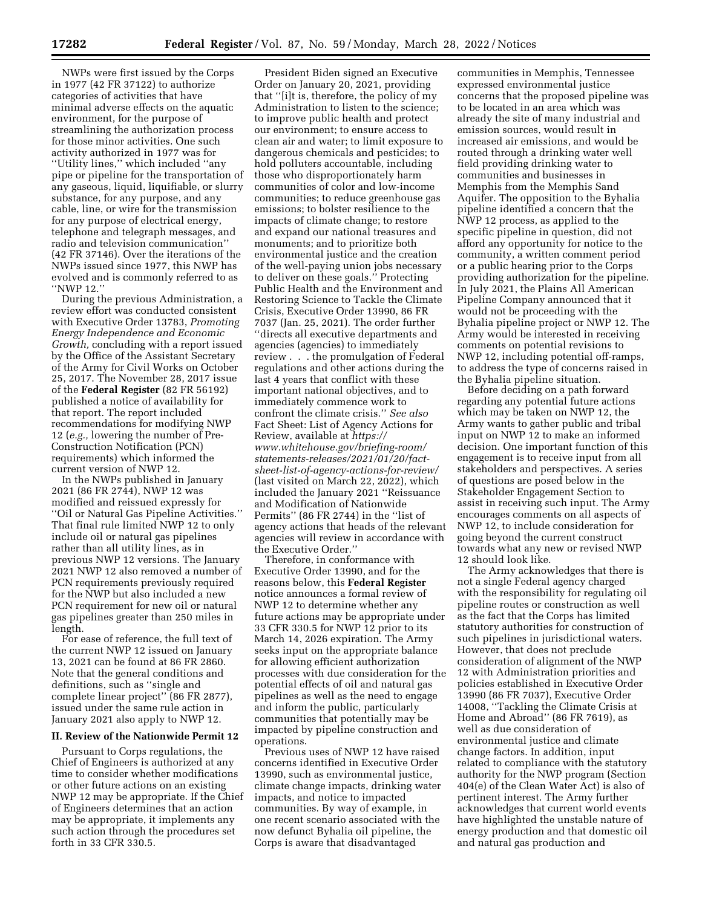NWPs were first issued by the Corps in 1977 (42 FR 37122) to authorize categories of activities that have minimal adverse effects on the aquatic environment, for the purpose of streamlining the authorization process for those minor activities. One such activity authorized in 1977 was for "Utility lines," which included "any pipe or pipeline for the transportation of any gaseous, liquid, liquifiable, or slurry substance, for any purpose, and any cable, line, or wire for the transmission for any purpose of electrical energy, telephone and telegraph messages, and radio and television communication" (42 FR 37146). Over the iterations of the NWPs issued since 1977, this NWP has evolved and is commonly referred to as "NWP 12."

During the previous Administration, a review effort was conducted consistent with Executive Order 13783, *Promoting Energy Independence and Economic Growth,* concluding with a report issued by the Office of the Assistant Secretary of the Army for Civil Works on October 25, 2017. The November 28, 2017 issue of the **Federal Register** (82 FR 56192) published a notice of availability for that report. The report included recommendations for modifying NWP 12 (*e.g.,* lowering the number of Pre-Construction Notification (PCN) requirements) which informed the current version of NWP 12.

In the NWPs published in January 2021 (86 FR 2744), NWP 12 was modified and reissued expressly for "Oil or Natural Gas Pipeline Activities." That final rule limited NWP 12 to only include oil or natural gas pipelines rather than all utility lines, as in previous NWP 12 versions. The January 2021 NWP 12 also removed a number of PCN requirements previously required for the NWP but also included a new PCN requirement for new oil or natural gas pipelines greater than 250 miles in length.

For ease of reference, the full text of the current NWP 12 issued on January 13, 2021 can be found at 86 FR 2860. Note that the general conditions and definitions, such as "single and complete linear project" (86 FR 2877), issued under the same rule action in January 2021 also apply to NWP 12.

## II. Review of the Nationwide Permit 12

Pursuant to Corps regulations, the Chief of Engineers is authorized at any time to consider whether modifications or other future actions on an existing NWP 12 may be appropriate. If the Chief of Engineers determines that an action may be appropriate, it implements any such action through the procedures set forth in 33 CFR 330.5.

President Biden signed an Executive Order on January 20, 2021, providing that "[i]t is, therefore, the policy of my Administration to listen to the science; to improve public health and protect our environment; to ensure access to clean air and water; to limit exposure to dangerous chemicals and pesticides; to hold polluters accountable, including those who disproportionately harm communities of color and low-income communities; to reduce greenhouse gas emissions; to bolster resilience to the impacts of climate change; to restore and expand our national treasures and monuments; and to prioritize both environmental justice and the creation of the well-paying union jobs necessary to deliver on these goals." Protecting Public Health and the Environment and Restoring Science to Tackle the Climate Crisis, Executive Order 13990, 86 FR 7037 (Jan. 25, 2021). The order further "directs all executive departments and agencies (agencies) to immediately review . . . the promulgation of Federal regulations and other actions during the last 4 years that conflict with these important national objectives, and to immediately commence work to confront the climate crisis." *See also* Fact Sheet: List of Agency Actions for Review, available at *https://www.whitehouse.gov/briefing-room/statements-releases/2021/01/20/fact-sheet-list-of-agency-actions-for-review/* (last visited on March 22, 2022), which included the January 2021 "Reissuance and Modification of Nationwide Permits" (86 FR 2744) in the "list of agency actions that heads of the relevant agencies will review in accordance with the Executive Order."

Therefore, in conformance with Executive Order 13990, and for the reasons below, this **Federal Register** notice announces a formal review of NWP 12 to determine whether any future actions may be appropriate under 33 CFR 330.5 for NWP 12 prior to its March 14, 2026 expiration. The Army seeks input on the appropriate balance for allowing efficient authorization processes with due consideration for the potential effects of oil and natural gas pipelines as well as the need to engage and inform the public, particularly communities that potentially may be impacted by pipeline construction and operations.

Previous uses of NWP 12 have raised concerns identified in Executive Order 13990, such as environmental justice, climate change impacts, drinking water impacts, and notice to impacted communities. By way of example, in one recent scenario associated with the now defunct Byhalia oil pipeline, the Corps is aware that disadvantaged communities in Memphis, Tennessee expressed environmental justice concerns that the proposed pipeline was to be located in an area which was already the site of many industrial and emission sources, would result in increased air emissions, and would be routed through a drinking water well field providing drinking water to communities and businesses in Memphis from the Memphis Sand Aquifer. The opposition to the Byhalia pipeline identified a concern that the NWP 12 process, as applied to the specific pipeline in question, did not afford any opportunity for notice to the community, a written comment period or a public hearing prior to the Corps providing authorization for the pipeline. In July 2021, the Plains All American Pipeline Company announced that it would not be proceeding with the Byhalia pipeline project or NWP 12. The Army would be interested in receiving comments on potential revisions to NWP 12, including potential off-ramps, to address the type of concerns raised in the Byhalia pipeline situation.

Before deciding on a path forward regarding any potential future actions which may be taken on NWP 12, the Army wants to gather public and tribal input on NWP 12 to make an informed decision. One important function of this engagement is to receive input from all stakeholders and perspectives. A series of questions are posed below in the Stakeholder Engagement Section to assist in receiving such input. The Army encourages comments on all aspects of NWP 12, to include consideration for going beyond the current construct towards what any new or revised NWP 12 should look like.

The Army acknowledges that there is not a single Federal agency charged with the responsibility for regulating oil pipeline routes or construction as well as the fact that the Corps has limited statutory authorities for construction of such pipelines in jurisdictional waters. However, that does not preclude consideration of alignment of the NWP 12 with Administration priorities and policies established in Executive Order 13990 (86 FR 7037), Executive Order 14008, "Tackling the Climate Crisis at Home and Abroad" (86 FR 7619), as well as due consideration of environmental justice and climate change factors. In addition, input related to compliance with the statutory authority for the NWP program (Section 404(e) of the Clean Water Act) is also of pertinent interest. The Army further acknowledges that current world events have highlighted the unstable nature of energy production and that domestic oil and natural gas production and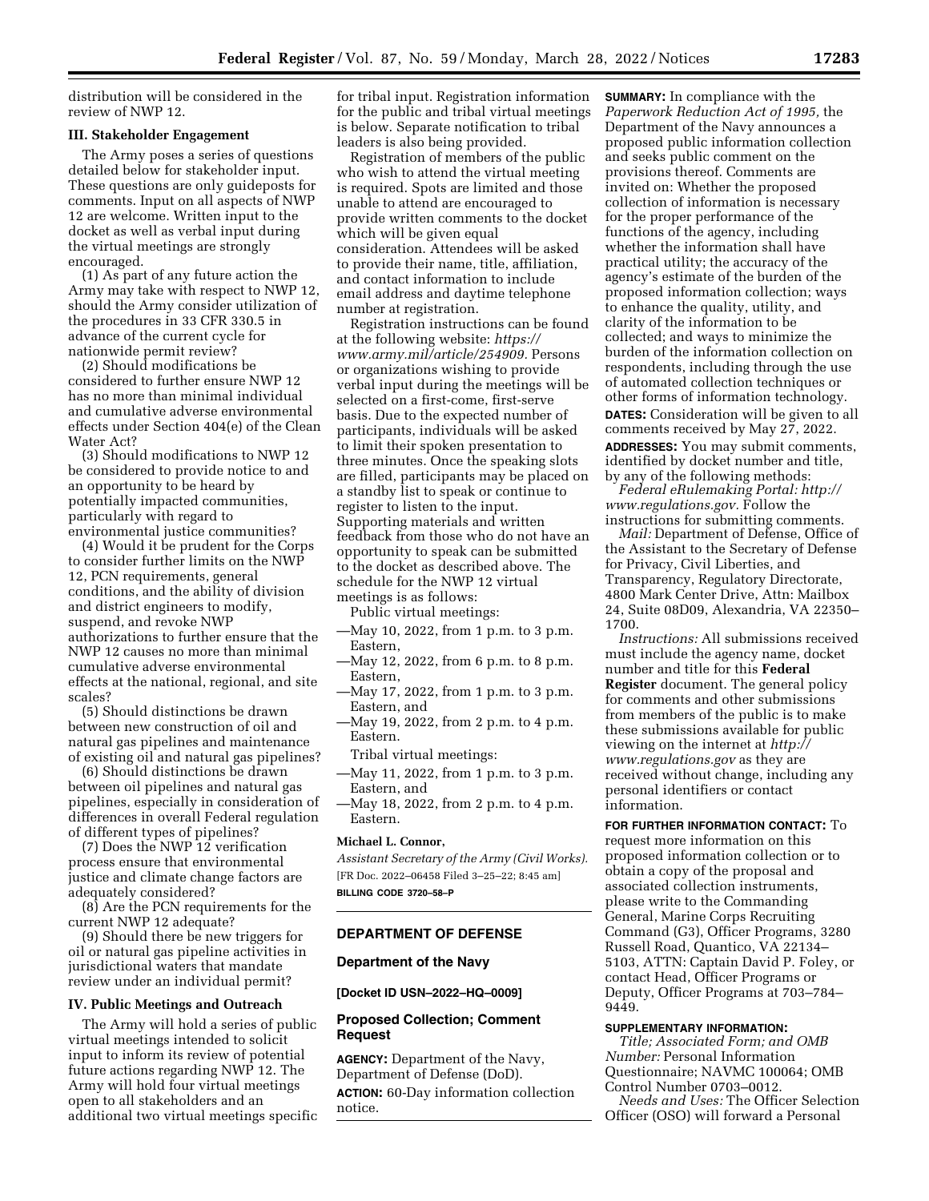distribution will be considered in the review of NWP 12.

### III. Stakeholder Engagement

The Army poses a series of questions detailed below for stakeholder input. These questions are only guideposts for comments. Input on all aspects of NWP 12 are welcome. Written input to the docket as well as verbal input during the virtual meetings are strongly encouraged.

(1) As part of any future action the Army may take with respect to NWP 12, should the Army consider utilization of the procedures in 33 CFR 330.5 in advance of the current cycle for nationwide permit review?

(2) Should modifications be considered to further ensure NWP 12 has no more than minimal individual and cumulative adverse environmental effects under Section 404(e) of the Clean Water Act?

(3) Should modifications to NWP 12 be considered to provide notice to and an opportunity to be heard by potentially impacted communities, particularly with regard to environmental justice communities?

(4) Would it be prudent for the Corps to consider further limits on the NWP 12, PCN requirements, general conditions, and the ability of division and district engineers to modify, suspend, and revoke NWP authorizations to further ensure that the NWP 12 causes no more than minimal cumulative adverse environmental effects at the national, regional, and site scales?

(5) Should distinctions be drawn between new construction of oil and natural gas pipelines and maintenance of existing oil and natural gas pipelines?

(6) Should distinctions be drawn between oil pipelines and natural gas pipelines, especially in consideration of differences in overall Federal regulation of different types of pipelines?

(7) Does the NWP 12 verification process ensure that environmental justice and climate change factors are adequately considered?

(8) Are the PCN requirements for the current NWP 12 adequate?

(9) Should there be new triggers for oil or natural gas pipeline activities in jurisdictional waters that mandate review under an individual permit?

### IV. Public Meetings and Outreach

The Army will hold a series of public virtual meetings intended to solicit input to inform its review of potential future actions regarding NWP 12. The Army will hold four virtual meetings open to all stakeholders and an additional two virtual meetings specific for tribal input. Registration information for the public and tribal virtual meetings is below. Separate notification to tribal leaders is also being provided.

Registration of members of the public who wish to attend the virtual meeting is required. Spots are limited and those unable to attend are encouraged to provide written comments to the docket which will be given equal consideration. Attendees will be asked to provide their name, title, affiliation, and contact information to include email address and daytime telephone number at registration.

Registration instructions can be found at the following website: *https://www.army.mil/article/254909*. Persons or organizations wishing to provide verbal input during the meetings will be selected on a first-come, first-serve basis. Due to the expected number of participants, individuals will be asked to limit their spoken presentation to three minutes. Once the speaking slots are filled, participants may be placed on a standby list to speak or continue to register to listen to the input. Supporting materials and written feedback from those who do not have an opportunity to speak can be submitted to the docket as described above. The schedule for the NWP 12 virtual meetings is as follows:

Public virtual meetings:

—May 10, 2022, from 1 p.m. to 3 p.m. Eastern,
—May 12, 2022, from 6 p.m. to 8 p.m. Eastern,
—May 17, 2022, from 1 p.m. to 3 p.m. Eastern, and
—May 19, 2022, from 2 p.m. to 4 p.m. Eastern.

Tribal virtual meetings:

—May 11, 2022, from 1 p.m. to 3 p.m. Eastern, and
—May 18, 2022, from 2 p.m. to 4 p.m. Eastern.

**Michael L. Connor,**

*Assistant Secretary of the Army (Civil Works).*

[FR Doc. 2022–06458 Filed 3–25–22; 8:45 am]

**BILLING CODE 3720–58–P**

## DEPARTMENT OF DEFENSE

### Department of the Navy

**[Docket ID USN–2022–HQ–0009]**

### Proposed Collection; Comment Request

**AGENCY:** Department of the Navy, Department of Defense (DoD).

**ACTION:** 60-Day information collection notice.

**SUMMARY:** In compliance with the *Paperwork Reduction Act of 1995,* the Department of the Navy announces a proposed public information collection and seeks public comment on the provisions thereof. Comments are invited on: Whether the proposed collection of information is necessary for the proper performance of the functions of the agency, including whether the information shall have practical utility; the accuracy of the agency's estimate of the burden of the proposed information collection; ways to enhance the quality, utility, and clarity of the information to be collected; and ways to minimize the burden of the information collection on respondents, including through the use of automated collection techniques or other forms of information technology.

**DATES:** Consideration will be given to all comments received by May 27, 2022.

**ADDRESSES:** You may submit comments, identified by docket number and title, by any of the following methods:

*Federal eRulemaking Portal: http://www.regulations.gov*. Follow the instructions for submitting comments.

*Mail:* Department of Defense, Office of the Assistant to the Secretary of Defense for Privacy, Civil Liberties, and Transparency, Regulatory Directorate, 4800 Mark Center Drive, Attn: Mailbox 24, Suite 08D09, Alexandria, VA 22350–1700.

*Instructions:* All submissions received must include the agency name, docket number and title for this **Federal Register** document. The general policy for comments and other submissions from members of the public is to make these submissions available for public viewing on the internet at *http://www.regulations.gov* as they are received without change, including any personal identifiers or contact information.

**FOR FURTHER INFORMATION CONTACT:** To request more information on this proposed information collection or to obtain a copy of the proposal and associated collection instruments, please write to the Commanding General, Marine Corps Recruiting Command (G3), Officer Programs, 3280 Russell Road, Quantico, VA 22134–5103, ATTN: Captain David P. Foley, or contact Head, Officer Programs or Deputy, Officer Programs at 703–784–9449.

**SUPPLEMENTARY INFORMATION:**

*Title; Associated Form; and OMB Number:* Personal Information Questionnaire; NAVMC 100064; OMB Control Number 0703–0012.

*Needs and Uses:* The Officer Selection Officer (OSO) will forward a Personal